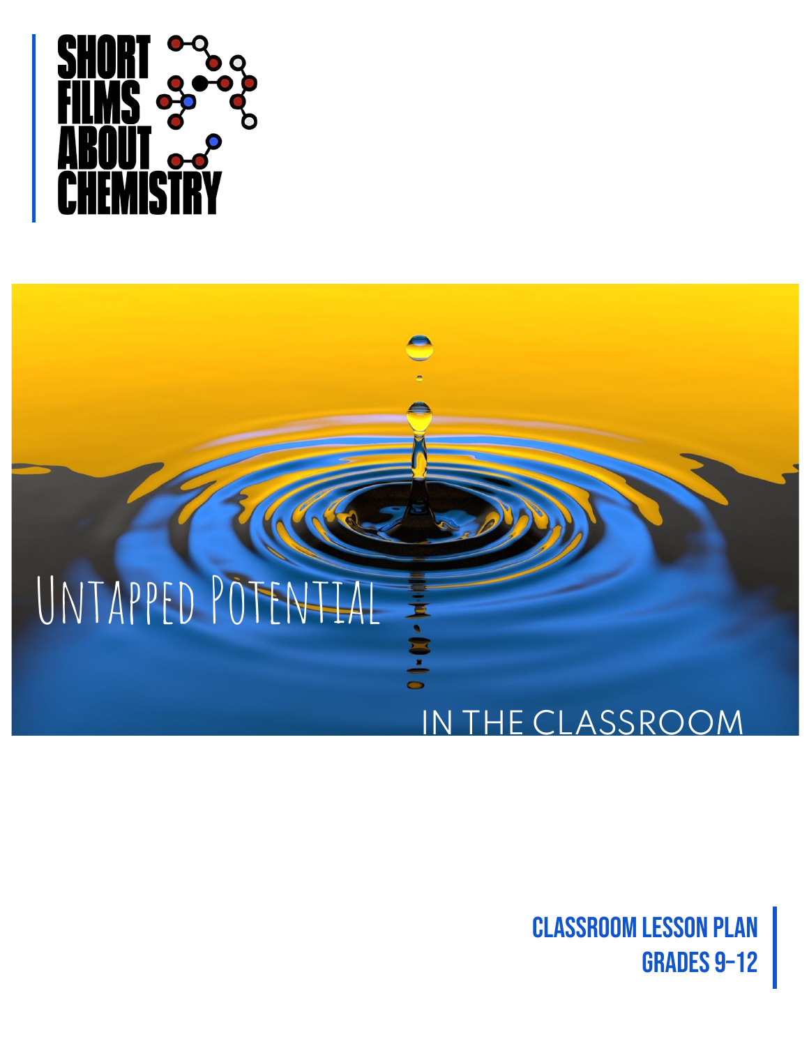# SHORT FILMS ABOUT CHEMISTRY

# Untapped Potential

## IN THE CLASSROOM

**CLASSROOM LESSON PLAN**
**GRADES 9-12**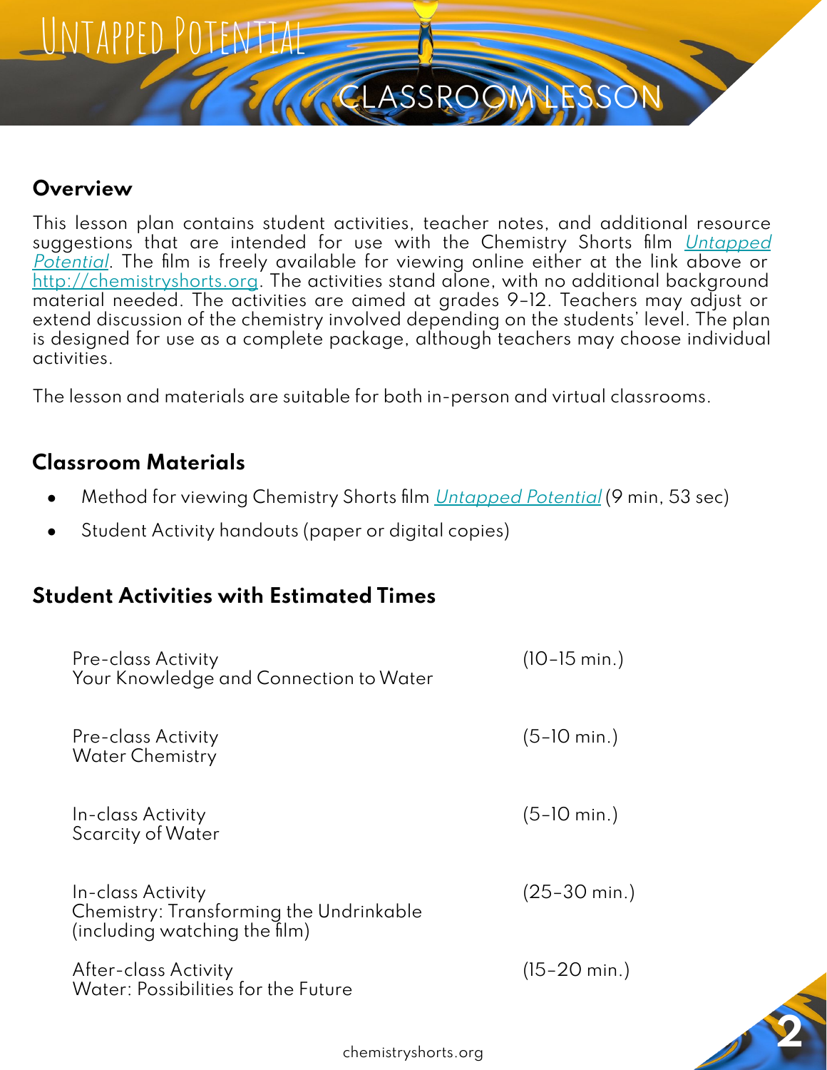# Untapped Potential

## Classroom Lesson

### Overview

This lesson plan contains student activities, teacher notes, and additional resource suggestions that are intended for use with the Chemistry Shorts film *Untapped Potential*. The film is freely available for viewing online either at the link above or http://chemistryshorts.org. The activities stand alone, with no additional background material needed. The activities are aimed at grades 9–12. Teachers may adjust or extend discussion of the chemistry involved depending on the students' level. The plan is designed for use as a complete package, although teachers may choose individual activities.

The lesson and materials are suitable for both in-person and virtual classrooms.

### Classroom Materials

- Method for viewing Chemistry Shorts film *Untapped Potential* (9 min, 53 sec)
- Student Activity handouts (paper or digital copies)

### Student Activities with Estimated Times

| Activity | Time |
| --- | --- |
| Pre-class Activity<br>Your Knowledge and Connection to Water | (10–15 min.) |
| Pre-class Activity<br>Water Chemistry | (5–10 min.) |
| In-class Activity<br>Scarcity of Water | (5–10 min.) |
| In-class Activity<br>Chemistry: Transforming the Undrinkable<br>(including watching the film) | (25–30 min.) |
| After-class Activity<br>Water: Possibilities for the Future | (15–20 min.) |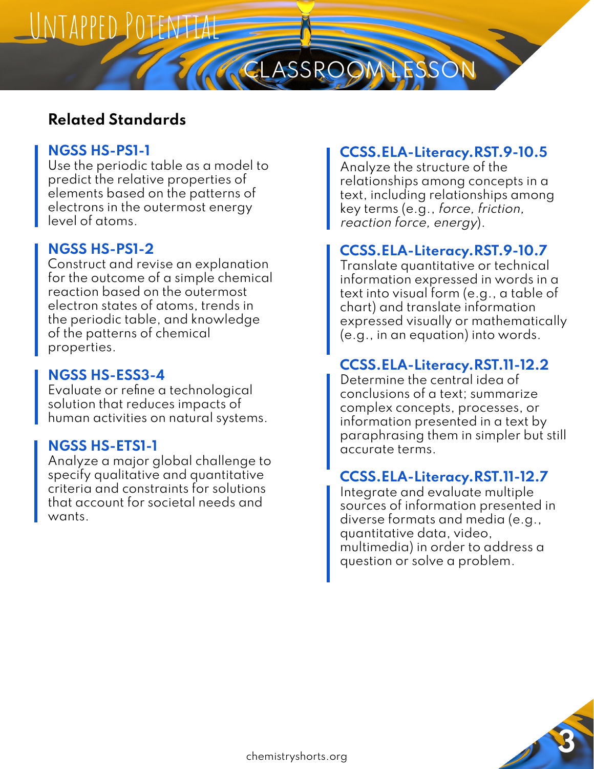## Related Standards

**NGSS HS-PS1-1**
Use the periodic table as a model to predict the relative properties of elements based on the patterns of electrons in the outermost energy level of atoms.

**NGSS HS-PS1-2**
Construct and revise an explanation for the outcome of a simple chemical reaction based on the outermost electron states of atoms, trends in the periodic table, and knowledge of the patterns of chemical properties.

**NGSS HS-ESS3-4**
Evaluate or refine a technological solution that reduces impacts of human activities on natural systems.

**NGSS HS-ETS1-1**
Analyze a major global challenge to specify qualitative and quantitative criteria and constraints for solutions that account for societal needs and wants.

**CCSS.ELA-Literacy.RST.9-10.5**
Analyze the structure of the relationships among concepts in a text, including relationships among key terms (e.g., *force, friction, reaction force, energy*).

**CCSS.ELA-Literacy.RST.9-10.7**
Translate quantitative or technical information expressed in words in a text into visual form (e.g., a table of chart) and translate information expressed visually or mathematically (e.g., in an equation) into words.

**CCSS.ELA-Literacy.RST.11-12.2**
Determine the central idea of conclusions of a text; summarize complex concepts, processes, or information presented in a text by paraphrasing them in simpler but still accurate terms.

**CCSS.ELA-Literacy.RST.11-12.7**
Integrate and evaluate multiple sources of information presented in diverse formats and media (e.g., quantitative data, video, multimedia) in order to address a question or solve a problem.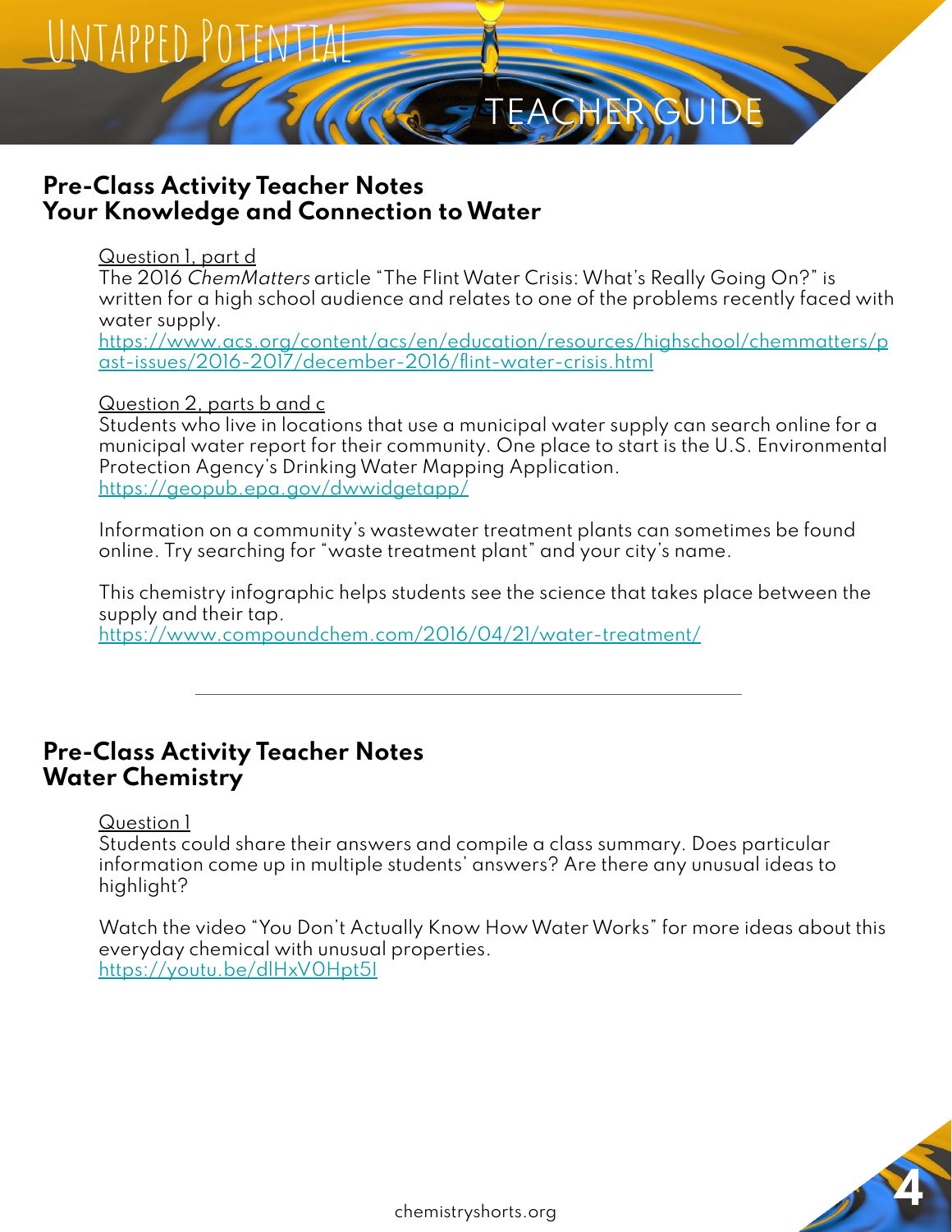## Pre-Class Activity Teacher Notes
## Your Knowledge and Connection to Water

Question 1, part d

The 2016 *ChemMatters* article "The Flint Water Crisis: What's Really Going On?" is written for a high school audience and relates to one of the problems recently faced with water supply.
https://www.acs.org/content/acs/en/education/resources/highschool/chemmatters/past-issues/2016-2017/december-2016/flint-water-crisis.html

Question 2, parts b and c

Students who live in locations that use a municipal water supply can search online for a municipal water report for their community. One place to start is the U.S. Environmental Protection Agency's Drinking Water Mapping Application.
https://geopub.epa.gov/dwwidgetapp/

Information on a community's wastewater treatment plants can sometimes be found online. Try searching for "waste treatment plant" and your city's name.

This chemistry infographic helps students see the science that takes place between the supply and their tap.
https://www.compoundchem.com/2016/04/21/water-treatment/

---

## Pre-Class Activity Teacher Notes
## Water Chemistry

Question 1

Students could share their answers and compile a class summary. Does particular information come up in multiple students' answers? Are there any unusual ideas to highlight?

Watch the video "You Don't Actually Know How Water Works" for more ideas about this everyday chemical with unusual properties.
https://youtu.be/dlHxV0Hpt5I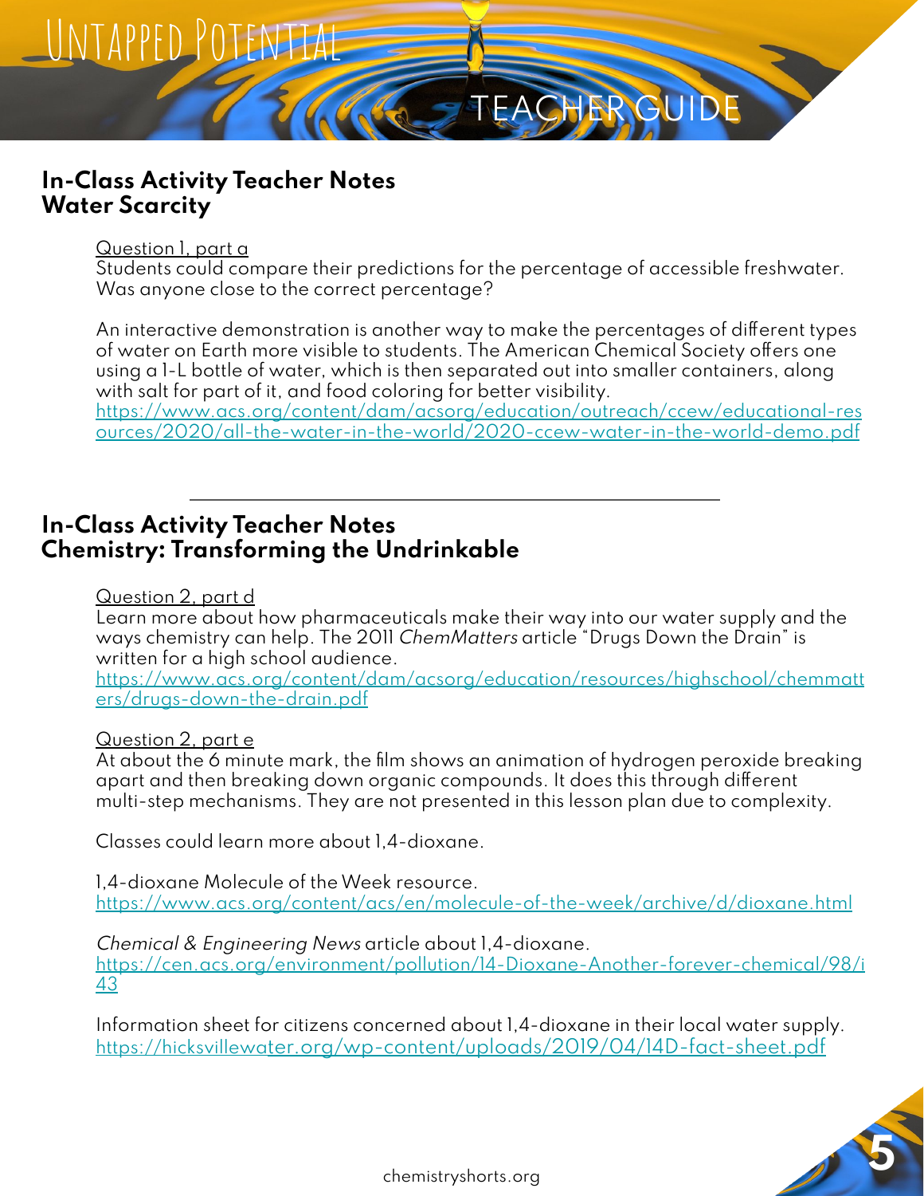## In-Class Activity Teacher Notes
## Water Scarcity

Question 1, part a

Students could compare their predictions for the percentage of accessible freshwater. Was anyone close to the correct percentage?

An interactive demonstration is another way to make the percentages of different types of water on Earth more visible to students. The American Chemical Society offers one using a 1-L bottle of water, which is then separated out into smaller containers, along with salt for part of it, and food coloring for better visibility.
https://www.acs.org/content/dam/acsorg/education/outreach/ccew/educational-resources/2020/all-the-water-in-the-world/2020-ccew-water-in-the-world-demo.pdf

---

## In-Class Activity Teacher Notes
## Chemistry: Transforming the Undrinkable

Question 2, part d

Learn more about how pharmaceuticals make their way into our water supply and the ways chemistry can help. The 2011 *ChemMatters* article "Drugs Down the Drain" is written for a high school audience.
https://www.acs.org/content/dam/acsorg/education/resources/highschool/chemmatters/drugs-down-the-drain.pdf

Question 2, part e

At about the 6 minute mark, the film shows an animation of hydrogen peroxide breaking apart and then breaking down organic compounds. It does this through different multi-step mechanisms. They are not presented in this lesson plan due to complexity.

Classes could learn more about 1,4-dioxane.

1,4-dioxane Molecule of the Week resource.
https://www.acs.org/content/acs/en/molecule-of-the-week/archive/d/dioxane.html

*Chemical & Engineering News* article about 1,4-dioxane.
https://cen.acs.org/environment/pollution/14-Dioxane-Another-forever-chemical/98/i43

Information sheet for citizens concerned about 1,4-dioxane in their local water supply.
https://hicksvillewater.org/wp-content/uploads/2019/04/14D-fact-sheet.pdf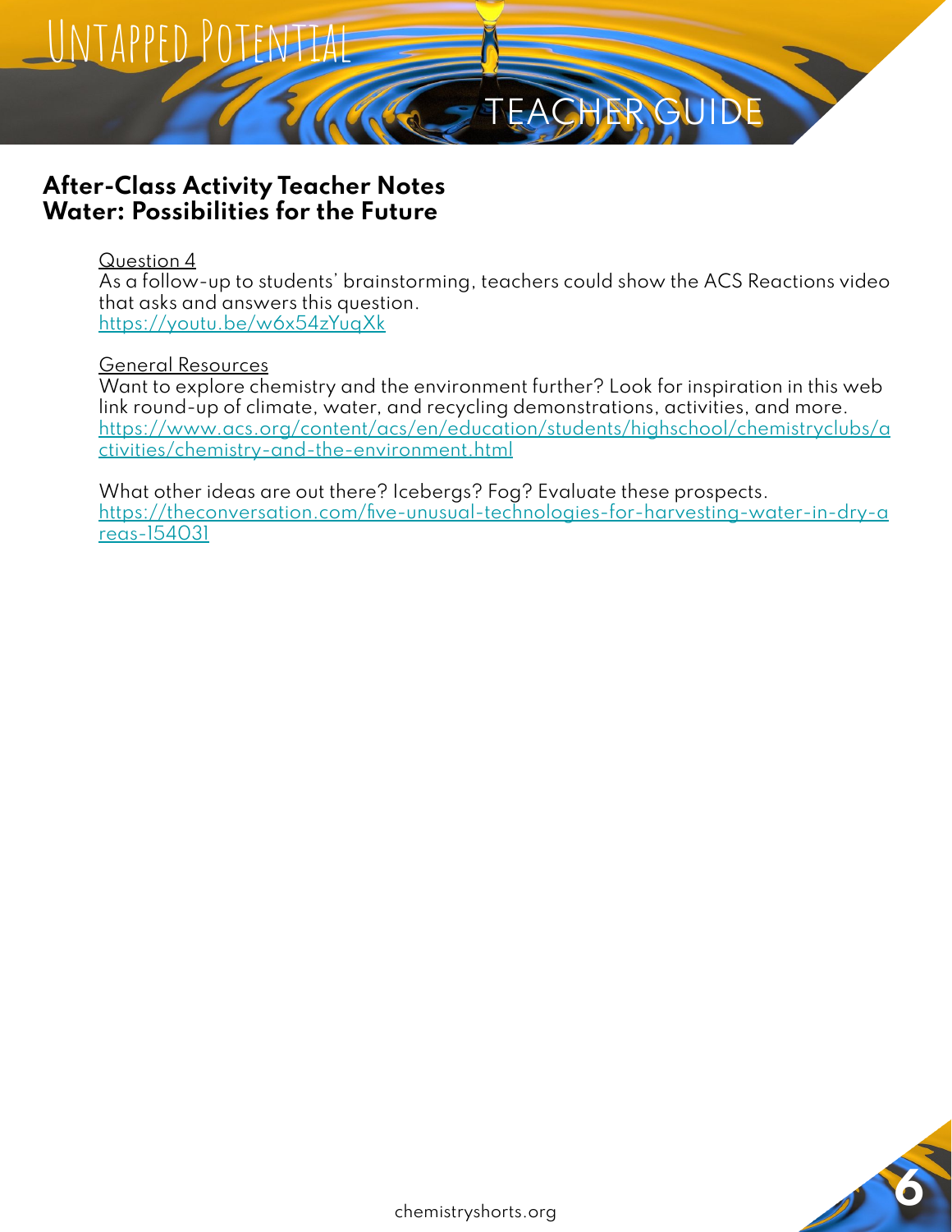## After-Class Activity Teacher Notes
## Water: Possibilities for the Future

Question 4

As a follow-up to students' brainstorming, teachers could show the ACS Reactions video that asks and answers this question.
https://youtu.be/w6x54zYuqXk

General Resources

Want to explore chemistry and the environment further? Look for inspiration in this web link round-up of climate, water, and recycling demonstrations, activities, and more.
https://www.acs.org/content/acs/en/education/students/highschool/chemistryclubs/activities/chemistry-and-the-environment.html

What other ideas are out there? Icebergs? Fog? Evaluate these prospects.
https://theconversation.com/five-unusual-technologies-for-harvesting-water-in-dry-areas-154031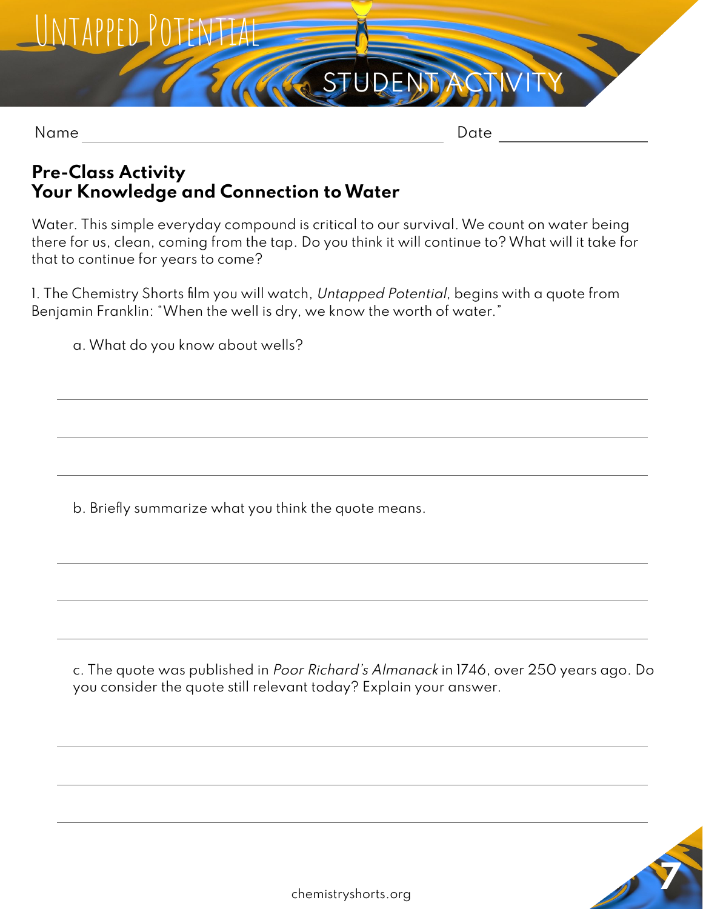# Untapped Potential

## STUDENT ACTIVITY

Name ______________________________ Date ______________

### Pre-Class Activity
### Your Knowledge and Connection to Water

Water. This simple everyday compound is critical to our survival. We count on water being there for us, clean, coming from the tap. Do you think it will continue to? What will it take for that to continue for years to come?

1. The Chemistry Shorts film you will watch, *Untapped Potential*, begins with a quote from Benjamin Franklin: "When the well is dry, we know the worth of water."

   a. What do you know about wells?

   ______________________________________________________________

   ______________________________________________________________

   ______________________________________________________________

   b. Briefly summarize what you think the quote means.

   ______________________________________________________________

   ______________________________________________________________

   ______________________________________________________________

   c. The quote was published in *Poor Richard's Almanack* in 1746, over 250 years ago. Do you consider the quote still relevant today? Explain your answer.

   ______________________________________________________________

   ______________________________________________________________

   ______________________________________________________________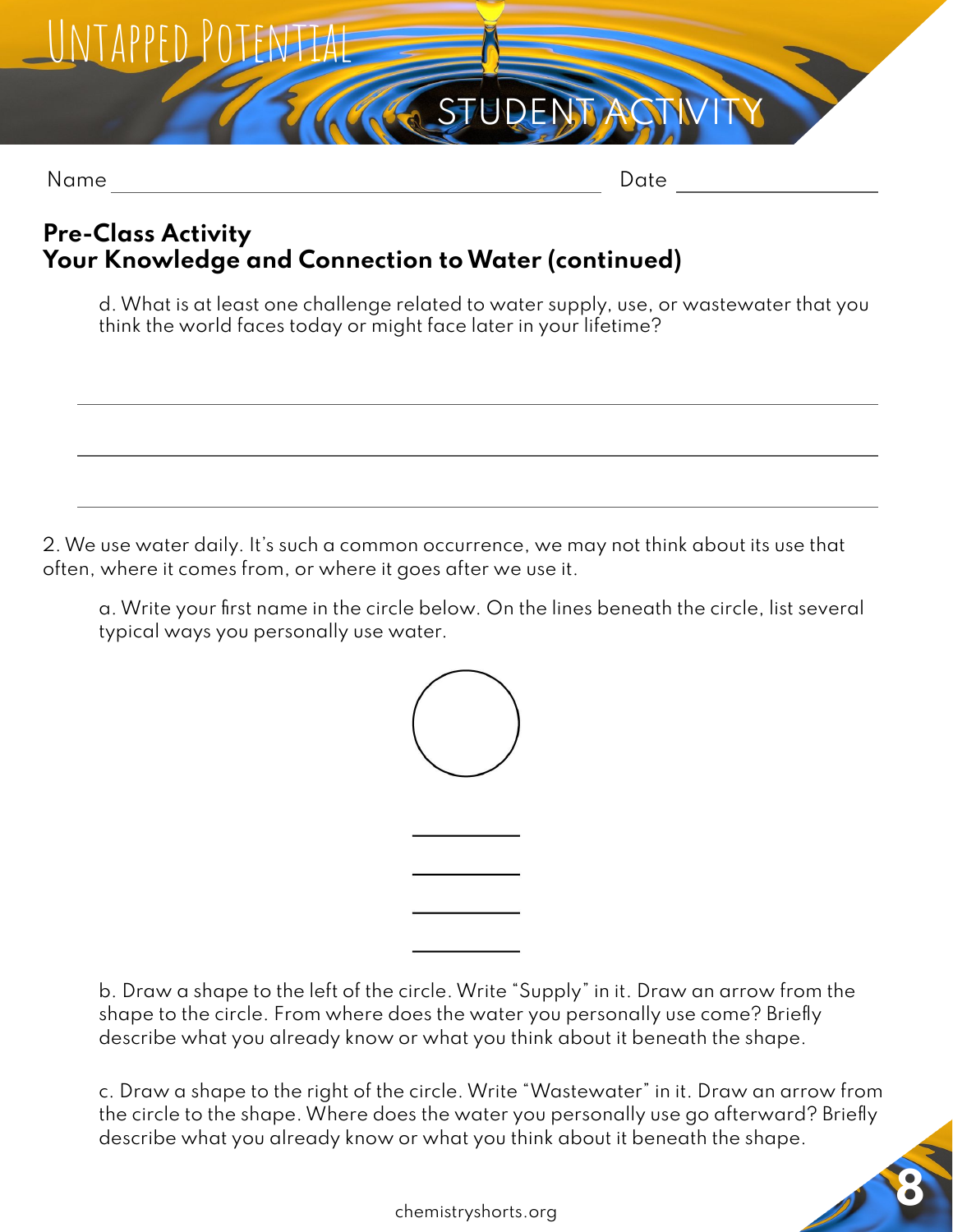Name ______________________ Date ______________

## Pre-Class Activity
## Your Knowledge and Connection to Water (continued)

d. What is at least one challenge related to water supply, use, or wastewater that you think the world faces today or might face later in your lifetime?

___________________________________________

___________________________________________

___________________________________________

2. We use water daily. It's such a common occurrence, we may not think about its use that often, where it comes from, or where it goes after we use it.

a. Write your first name in the circle below. On the lines beneath the circle, list several typical ways you personally use water.

___________

___________

___________

___________

b. Draw a shape to the left of the circle. Write "Supply" in it. Draw an arrow from the shape to the circle. From where does the water you personally use come? Briefly describe what you already know or what you think about it beneath the shape.

c. Draw a shape to the right of the circle. Write "Wastewater" in it. Draw an arrow from the circle to the shape. Where does the water you personally use go afterward? Briefly describe what you already know or what you think about it beneath the shape.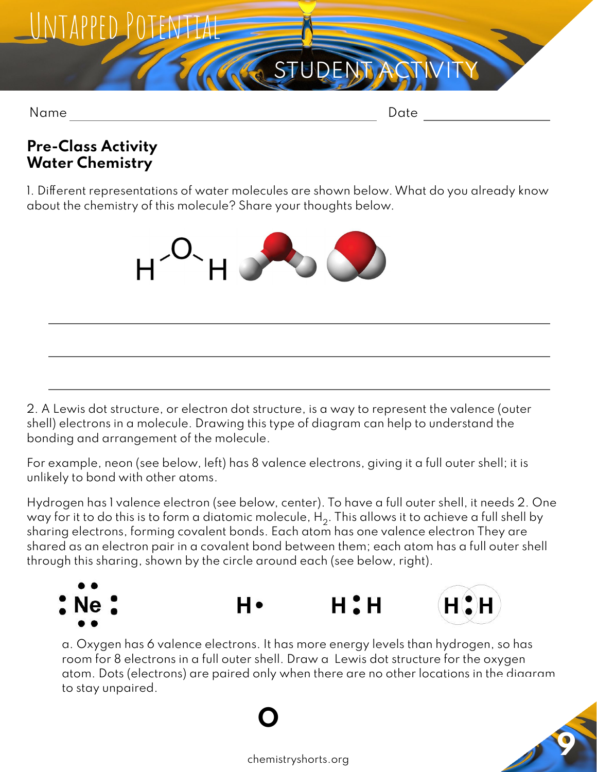Name ______________________ Date ______________

## Pre-Class Activity
## Water Chemistry

1. Different representations of water molecules are shown below. What do you already know about the chemistry of this molecule? Share your thoughts below.

______________________________________________

______________________________________________

______________________________________________

2. A Lewis dot structure, or electron dot structure, is a way to represent the valence (outer shell) electrons in a molecule. Drawing this type of diagram can help to understand the bonding and arrangement of the molecule.

For example, neon (see below, left) has 8 valence electrons, giving it a full outer shell; it is unlikely to bond with other atoms.

Hydrogen has 1 valence electron (see below, center). To have a full outer shell, it needs 2. One way for it to do this is to form a diatomic molecule, $H_2$. This allows it to achieve a full shell by sharing electrons, forming covalent bonds. Each atom has one valence electron They are shared as an electron pair in a covalent bond between them; each atom has a full outer shell through this sharing, shown by the circle around each (see below, right).

:Ne: H• H:H H:H

a. Oxygen has 6 valence electrons. It has more energy levels than hydrogen, so has room for 8 electrons in a full outer shell. Draw a Lewis dot structure for the oxygen atom. Dots (electrons) are paired only when there are no other locations in the diagram to stay unpaired.

**O**

chemistryshorts.org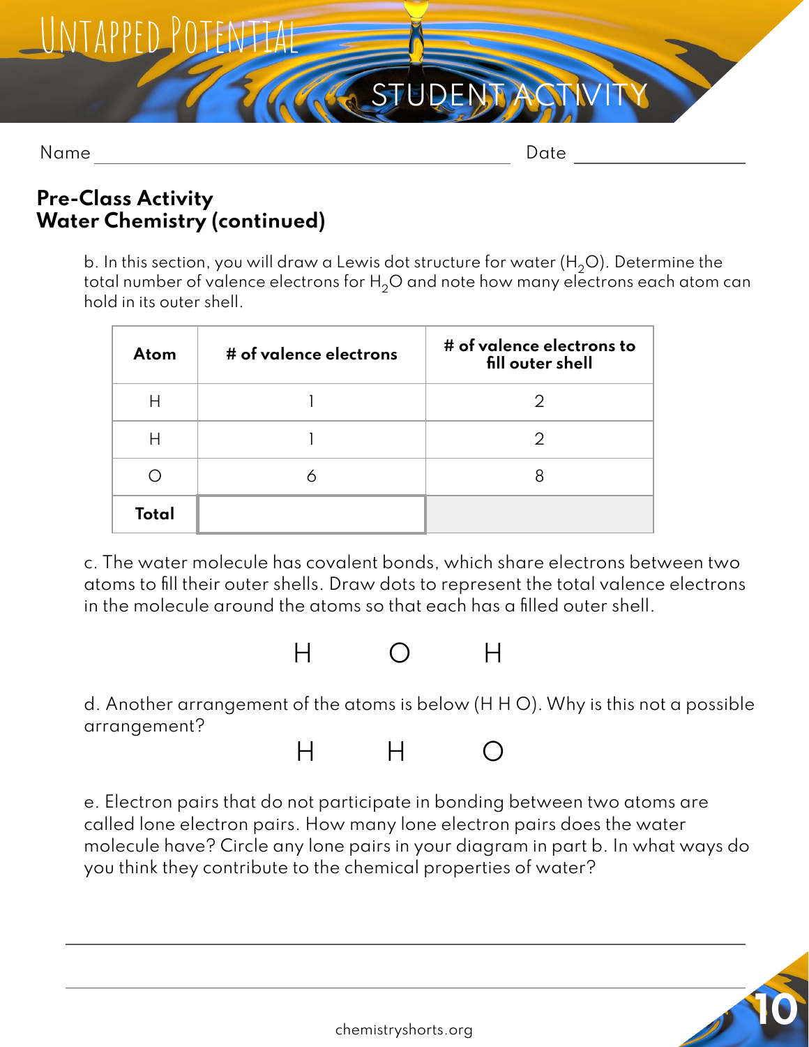Name ______________________ Date ____________

## Pre-Class Activity
## Water Chemistry (continued)

b. In this section, you will draw a Lewis dot structure for water ($H_2O$). Determine the total number of valence electrons for $H_2O$ and note how many electrons each atom can hold in its outer shell.

| Atom | # of valence electrons | # of valence electrons to fill outer shell |
|---|---|---|
| H | 1 | 2 |
| H | 1 | 2 |
| O | 6 | 8 |
| **Total** | | |

c. The water molecule has covalent bonds, which share electrons between two atoms to fill their outer shells. Draw dots to represent the total valence electrons in the molecule around the atoms so that each has a filled outer shell.

H O H

d. Another arrangement of the atoms is below (H H O). Why is this not a possible arrangement?

H H O

e. Electron pairs that do not participate in bonding between two atoms are called lone electron pairs. How many lone electron pairs does the water molecule have? Circle any lone pairs in your diagram in part b. In what ways do you think they contribute to the chemical properties of water?

_______________________________________________

_______________________________________________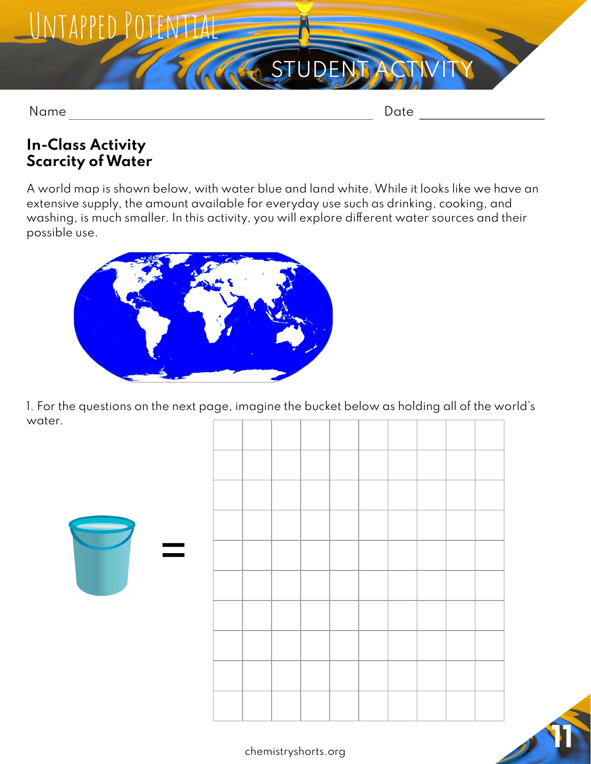Name ______________________________ Date ______________

## In-Class Activity
## Scarcity of Water

A world map is shown below, with water blue and land white. While it looks like we have an extensive supply, the amount available for everyday use such as drinking, cooking, and washing, is much smaller. In this activity, you will explore different water sources and their possible use.

1. For the questions on the next page, imagine the bucket below as holding all of the world's water.

=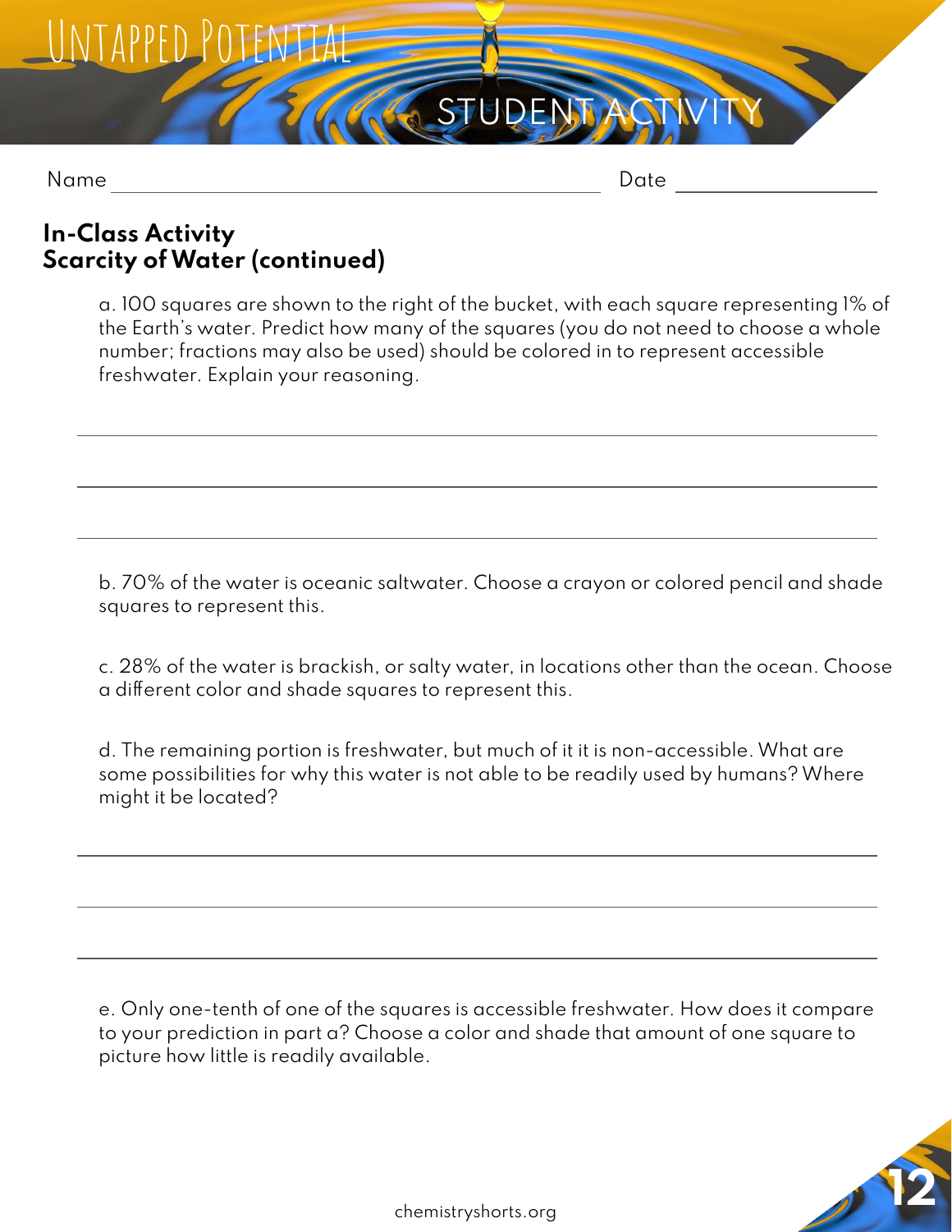# Untapped Potential

## Student Activity

Name ______________________________ Date ______________

**In-Class Activity**
**Scarcity of Water (continued)**

a. 100 squares are shown to the right of the bucket, with each square representing 1% of the Earth's water. Predict how many of the squares (you do not need to choose a whole number; fractions may also be used) should be colored in to represent accessible freshwater. Explain your reasoning.

______________________________________________

______________________________________________

______________________________________________

b. 70% of the water is oceanic saltwater. Choose a crayon or colored pencil and shade squares to represent this.

c. 28% of the water is brackish, or salty water, in locations other than the ocean. Choose a different color and shade squares to represent this.

d. The remaining portion is freshwater, but much of it it is non-accessible. What are some possibilities for why this water is not able to be readily used by humans? Where might it be located?

______________________________________________

______________________________________________

______________________________________________

e. Only one-tenth of one of the squares is accessible freshwater. How does it compare to your prediction in part a? Choose a color and shade that amount of one square to picture how little is readily available.

chemistryshorts.org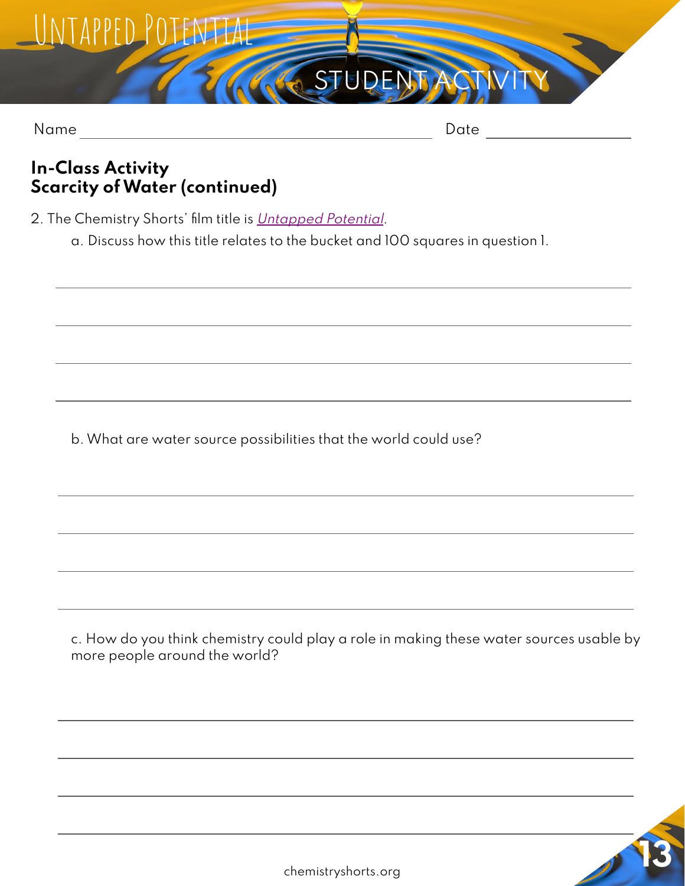# Untapped Potential

## STUDENT ACTIVITY

Name ______________________ Date ____________

**In-Class Activity**
**Scarcity of Water (continued)**

2. The Chemistry Shorts' film title is *Untapped Potential*.

   a. Discuss how this title relates to the bucket and 100 squares in question 1.

   ________________________________________________
   ________________________________________________
   ________________________________________________
   ________________________________________________

   b. What are water source possibilities that the world could use?

   ________________________________________________
   ________________________________________________
   ________________________________________________
   ________________________________________________

   c. How do you think chemistry could play a role in making these water sources usable by more people around the world?

   ________________________________________________
   ________________________________________________
   ________________________________________________
   ________________________________________________

chemistryshorts.org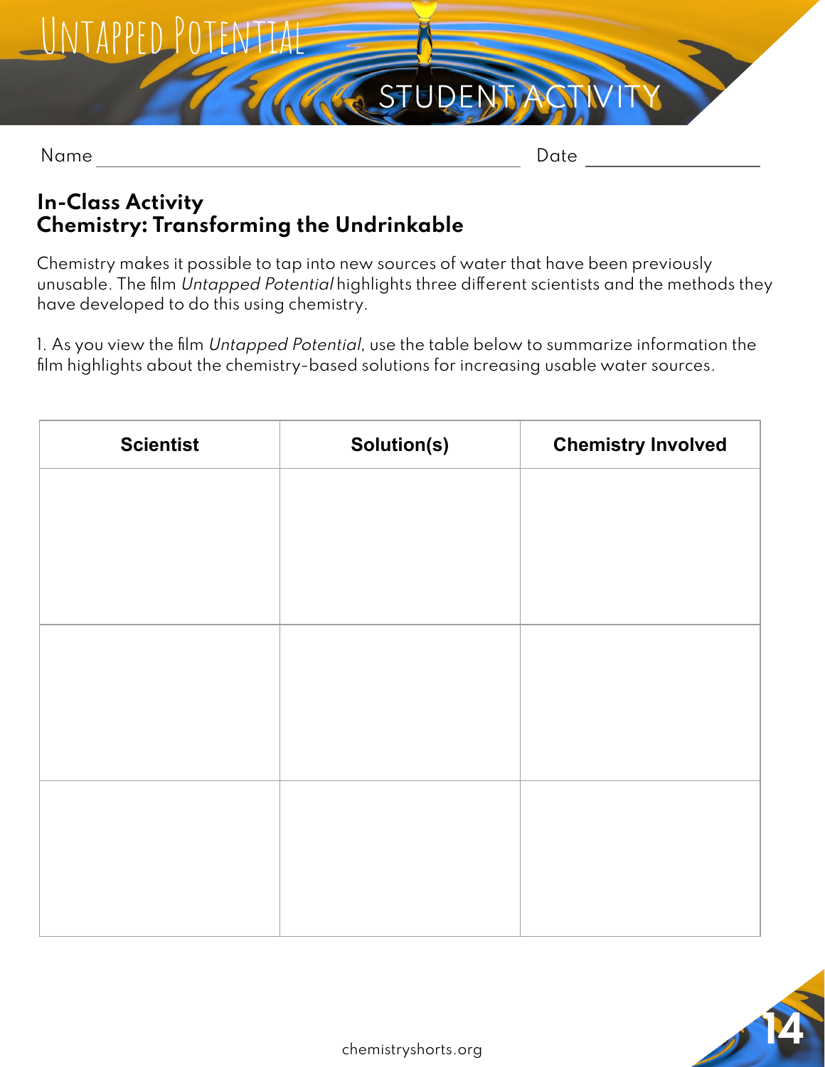Untapped Potential

STUDENT ACTIVITY

Name \_\_\_\_\_\_\_\_\_\_\_\_\_\_\_\_\_\_\_\_\_\_\_\_\_\_\_\_\_\_\_\_\_\_\_\_\_\_\_\_ Date \_\_\_\_\_\_\_\_\_\_\_\_\_\_\_\_

## In-Class Activity
## Chemistry: Transforming the Undrinkable

Chemistry makes it possible to tap into new sources of water that have been previously unusable. The film *Untapped Potential* highlights three different scientists and the methods they have developed to do this using chemistry.

1. As you view the film *Untapped Potential*, use the table below to summarize information the film highlights about the chemistry-based solutions for increasing usable water sources.

| Scientist | Solution(s) | Chemistry Involved |
| --- | --- | --- |
| | | |
| | | |
| | | |

chemistryshorts.org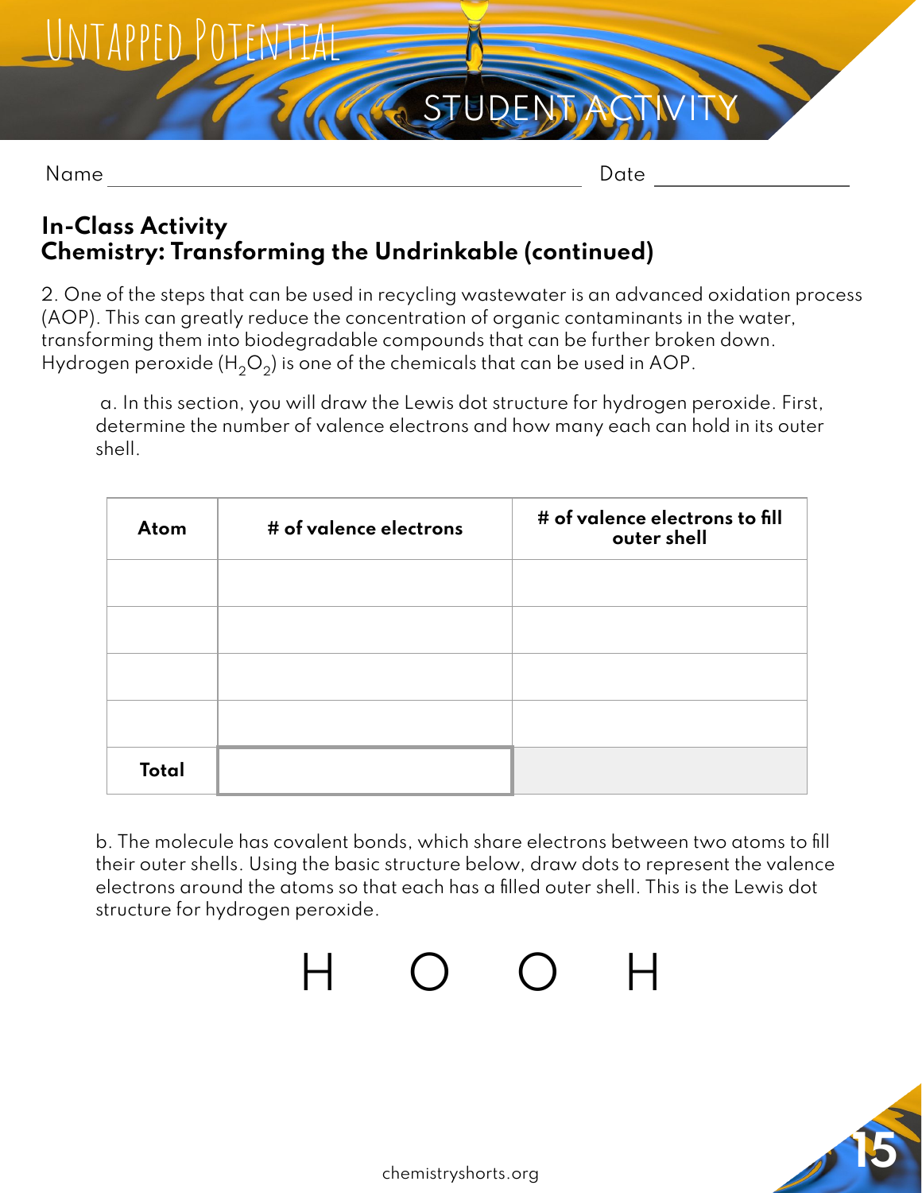Name ______________________ Date ____________

## In-Class Activity
## Chemistry: Transforming the Undrinkable (continued)

2. One of the steps that can be used in recycling wastewater is an advanced oxidation process (AOP). This can greatly reduce the concentration of organic contaminants in the water, transforming them into biodegradable compounds that can be further broken down. Hydrogen peroxide ($H_2O_2$) is one of the chemicals that can be used in AOP.

a. In this section, you will draw the Lewis dot structure for hydrogen peroxide. First, determine the number of valence electrons and how many each can hold in its outer shell.

| Atom | # of valence electrons | # of valence electrons to fill outer shell |
|---|---|---|
| | | |
| | | |
| | | |
| | | |
| **Total** | | |

b. The molecule has covalent bonds, which share electrons between two atoms to fill their outer shells. Using the basic structure below, draw dots to represent the valence electrons around the atoms so that each has a filled outer shell. This is the Lewis dot structure for hydrogen peroxide.

H O O H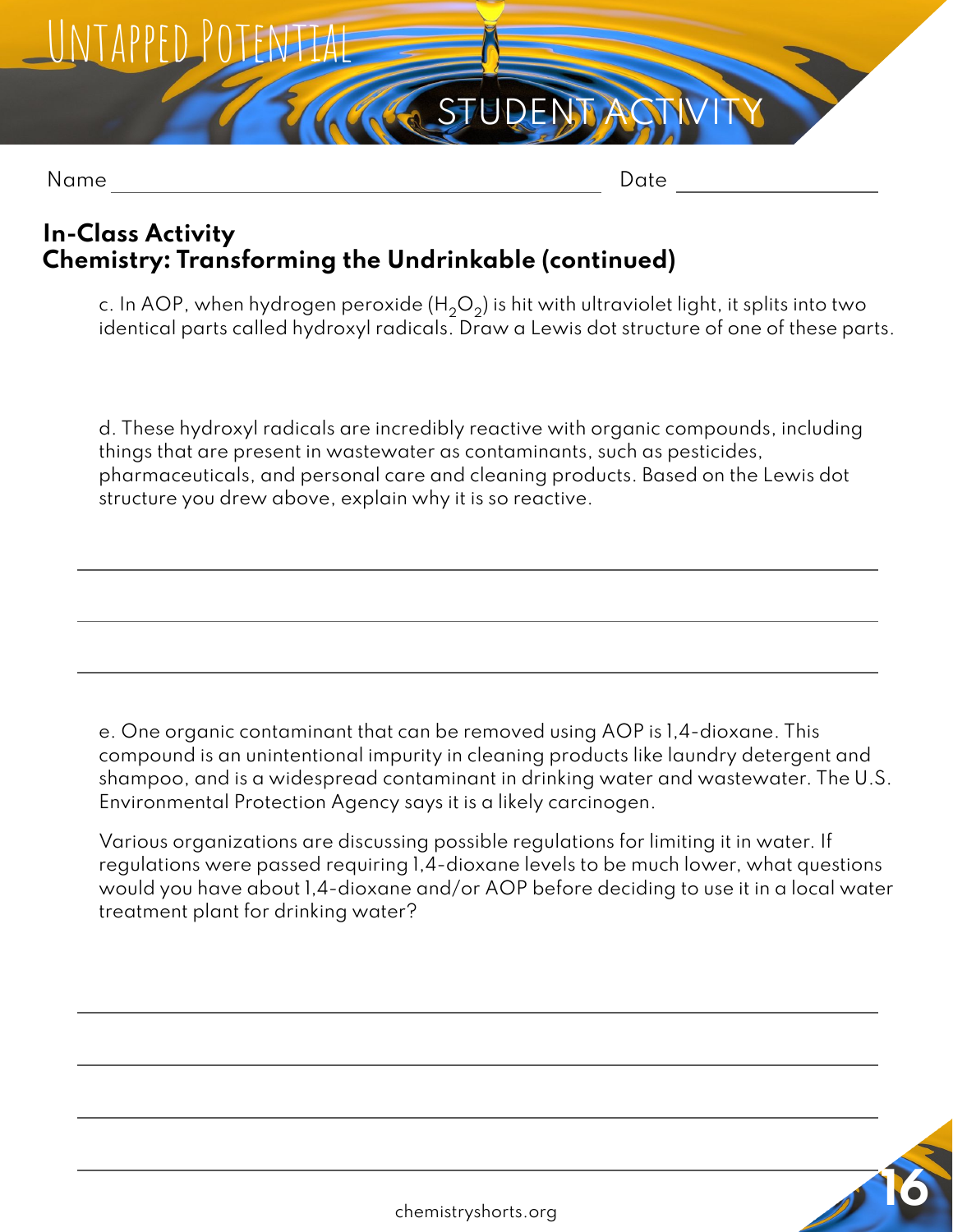Name ______________________ Date ______________

## In-Class Activity
## Chemistry: Transforming the Undrinkable (continued)

c. In AOP, when hydrogen peroxide ($H_2O_2$) is hit with ultraviolet light, it splits into two identical parts called hydroxyl radicals. Draw a Lewis dot structure of one of these parts.

d. These hydroxyl radicals are incredibly reactive with organic compounds, including things that are present in wastewater as contaminants, such as pesticides, pharmaceuticals, and personal care and cleaning products. Based on the Lewis dot structure you drew above, explain why it is so reactive.

_______________________________________________

_______________________________________________

_______________________________________________

e. One organic contaminant that can be removed using AOP is 1,4-dioxane. This compound is an unintentional impurity in cleaning products like laundry detergent and shampoo, and is a widespread contaminant in drinking water and wastewater. The U.S. Environmental Protection Agency says it is a likely carcinogen.

Various organizations are discussing possible regulations for limiting it in water. If regulations were passed requiring 1,4-dioxane levels to be much lower, what questions would you have about 1,4-dioxane and/or AOP before deciding to use it in a local water treatment plant for drinking water?

_______________________________________________

_______________________________________________

_______________________________________________

_______________________________________________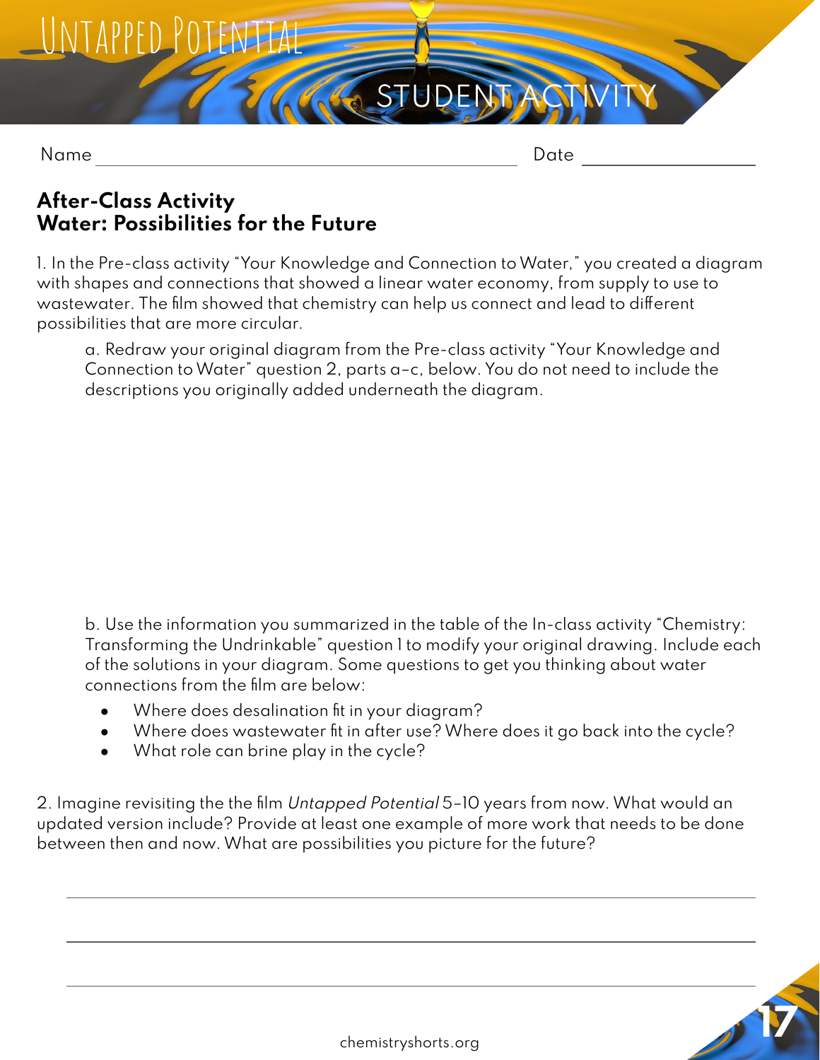# Untapped Potential

STUDENT ACTIVITY

Name ______________________________ Date ______________

## After-Class Activity
## Water: Possibilities for the Future

1. In the Pre-class activity "Your Knowledge and Connection to Water," you created a diagram with shapes and connections that showed a linear water economy, from supply to use to wastewater. The film showed that chemistry can help us connect and lead to different possibilities that are more circular.

   a. Redraw your original diagram from the Pre-class activity "Your Knowledge and Connection to Water" question 2, parts a–c, below. You do not need to include the descriptions you originally added underneath the diagram.

   b. Use the information you summarized in the table of the In-class activity "Chemistry: Transforming the Undrinkable" question 1 to modify your original drawing. Include each of the solutions in your diagram. Some questions to get you thinking about water connections from the film are below:

   - Where does desalination fit in your diagram?
   - Where does wastewater fit in after use? Where does it go back into the cycle?
   - What role can brine play in the cycle?

2. Imagine revisiting the the film *Untapped Potential* 5–10 years from now. What would an updated version include? Provide at least one example of more work that needs to be done between then and now. What are possibilities you picture for the future?

______________________________________________________________________

______________________________________________________________________

______________________________________________________________________

chemistryshorts.org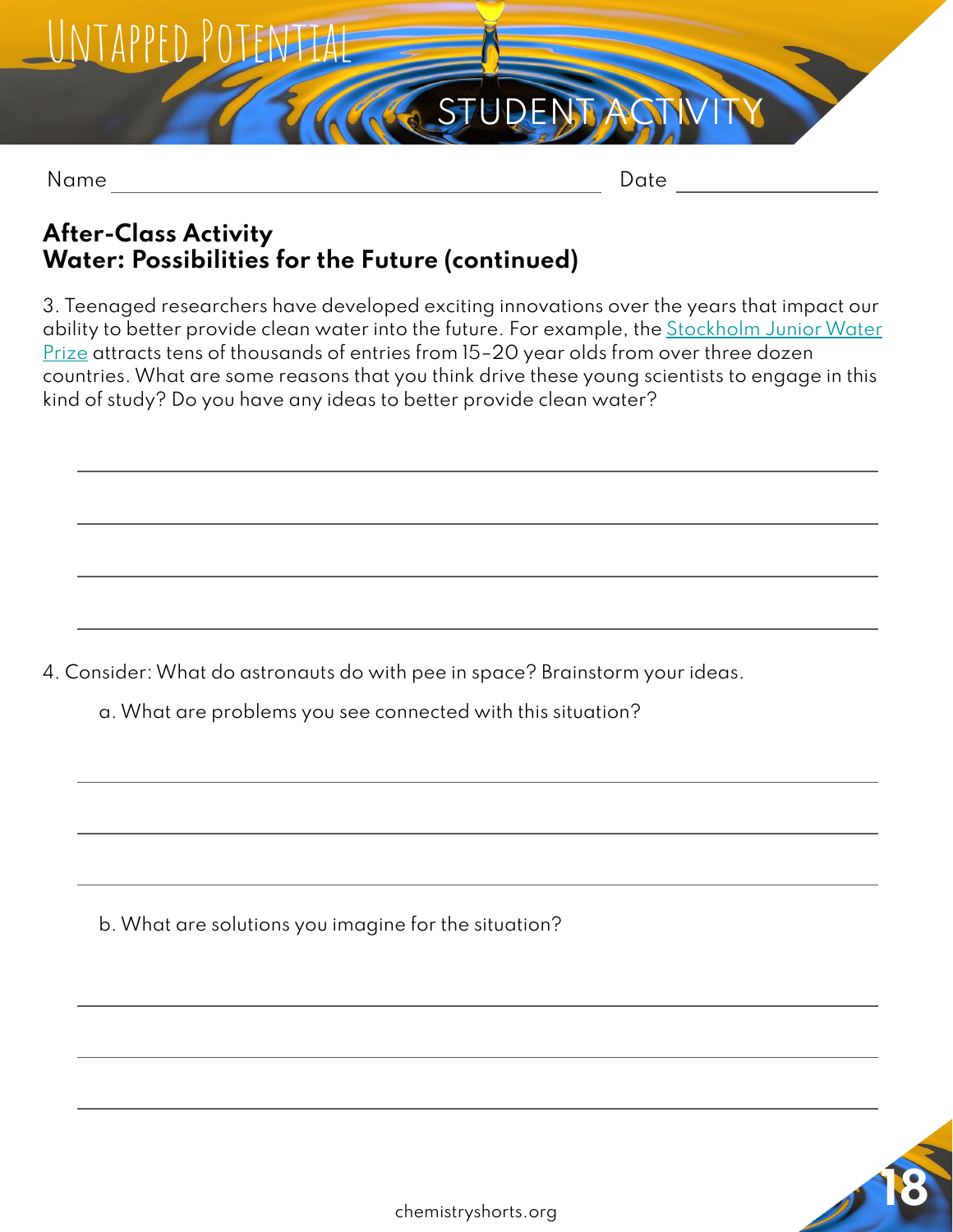Name ______________________ Date ____________

## After-Class Activity
## Water: Possibilities for the Future (continued)

3. Teenaged researchers have developed exciting innovations over the years that impact our ability to better provide clean water into the future. For example, the Stockholm Junior Water Prize attracts tens of thousands of entries from 15–20 year olds from over three dozen countries. What are some reasons that you think drive these young scientists to engage in this kind of study? Do you have any ideas to better provide clean water?

4. Consider: What do astronauts do with pee in space? Brainstorm your ideas.

a. What are problems you see connected with this situation?

b. What are solutions you imagine for the situation?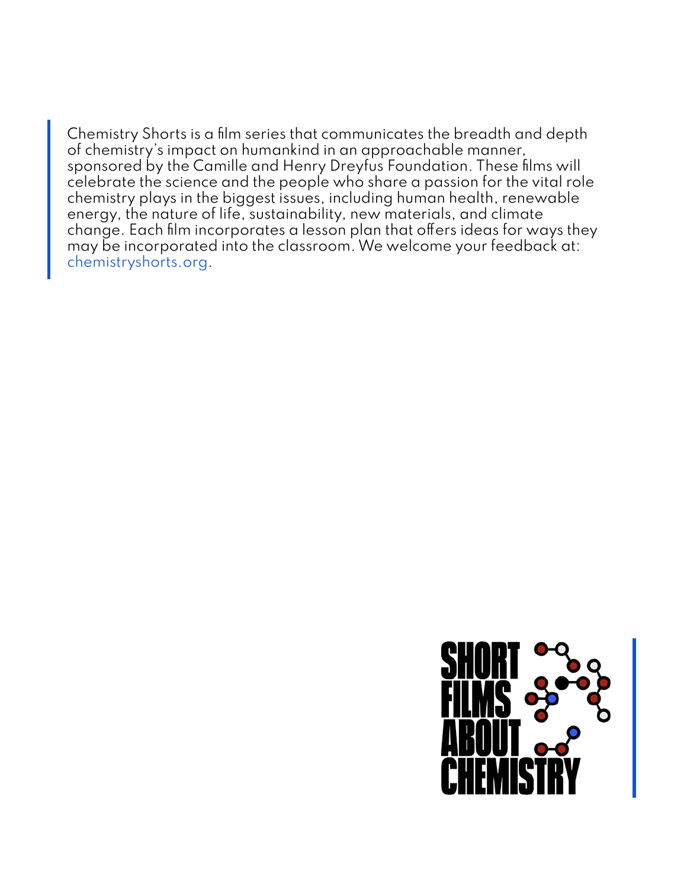Chemistry Shorts is a film series that communicates the breadth and depth of chemistry's impact on humankind in an approachable manner, sponsored by the Camille and Henry Dreyfus Foundation. These films will celebrate the science and the people who share a passion for the vital role chemistry plays in the biggest issues, including human health, renewable energy, the nature of life, sustainability, new materials, and climate change. Each film incorporates a lesson plan that offers ideas for ways they may be incorporated into the classroom. We welcome your feedback at: chemistryshorts.org.

SHORT FILMS ABOUT CHEMISTRY